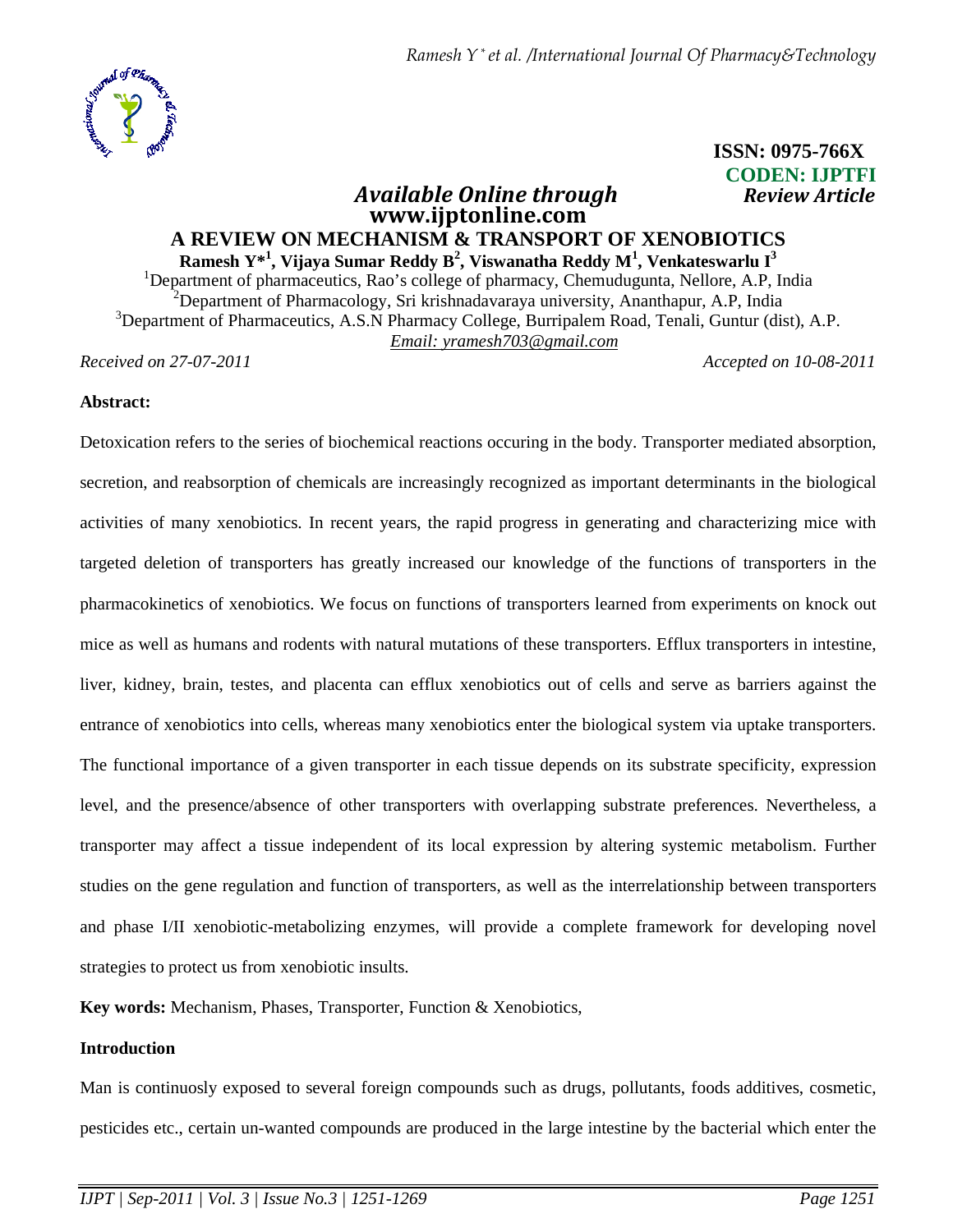ISSN: 0975-766X
CODEN: IJPTFI

*Available Online through* *Review Article*
**www.ijptonline.com**

# A REVIEW ON MECHANISM & TRANSPORT OF XENOBIOTICS

**Ramesh Y*[1], Vijaya Sumar Reddy B[2], Viswanatha Reddy M[1], Venkateswarlu I[3]**

[1]Department of pharmaceutics, Rao's college of pharmacy, Chemudugunta, Nellore, A.P, India
[2]Department of Pharmacology, Sri krishnadavaraya university, Ananthapur, A.P, India
[3]Department of Pharmaceutics, A.S.N Pharmacy College, Burripalem Road, Tenali, Guntur (dist), A.P.
*Email: yramesh703@gmail.com*

*Received on 27-07-2011* *Accepted on 10-08-2011*

**Abstract:**

Detoxication refers to the series of biochemical reactions occuring in the body. Transporter mediated absorption, secretion, and reabsorption of chemicals are increasingly recognized as important determinants in the biological activities of many xenobiotics. In recent years, the rapid progress in generating and characterizing mice with targeted deletion of transporters has greatly increased our knowledge of the functions of transporters in the pharmacokinetics of xenobiotics. We focus on functions of transporters learned from experiments on knock out mice as well as humans and rodents with natural mutations of these transporters. Efflux transporters in intestine, liver, kidney, brain, testes, and placenta can efflux xenobiotics out of cells and serve as barriers against the entrance of xenobiotics into cells, whereas many xenobiotics enter the biological system via uptake transporters. The functional importance of a given transporter in each tissue depends on its substrate specificity, expression level, and the presence/absence of other transporters with overlapping substrate preferences. Nevertheless, a transporter may affect a tissue independent of its local expression by altering systemic metabolism. Further studies on the gene regulation and function of transporters, as well as the interrelationship between transporters and phase I/II xenobiotic-metabolizing enzymes, will provide a complete framework for developing novel strategies to protect us from xenobiotic insults.

**Key words:** Mechanism, Phases, Transporter, Function & Xenobiotics,

**Introduction**

Man is continuosly exposed to several foreign compounds such as drugs, pollutants, foods additives, cosmetic, pesticides etc., certain un-wanted compounds are produced in the large intestine by the bacterial which enter the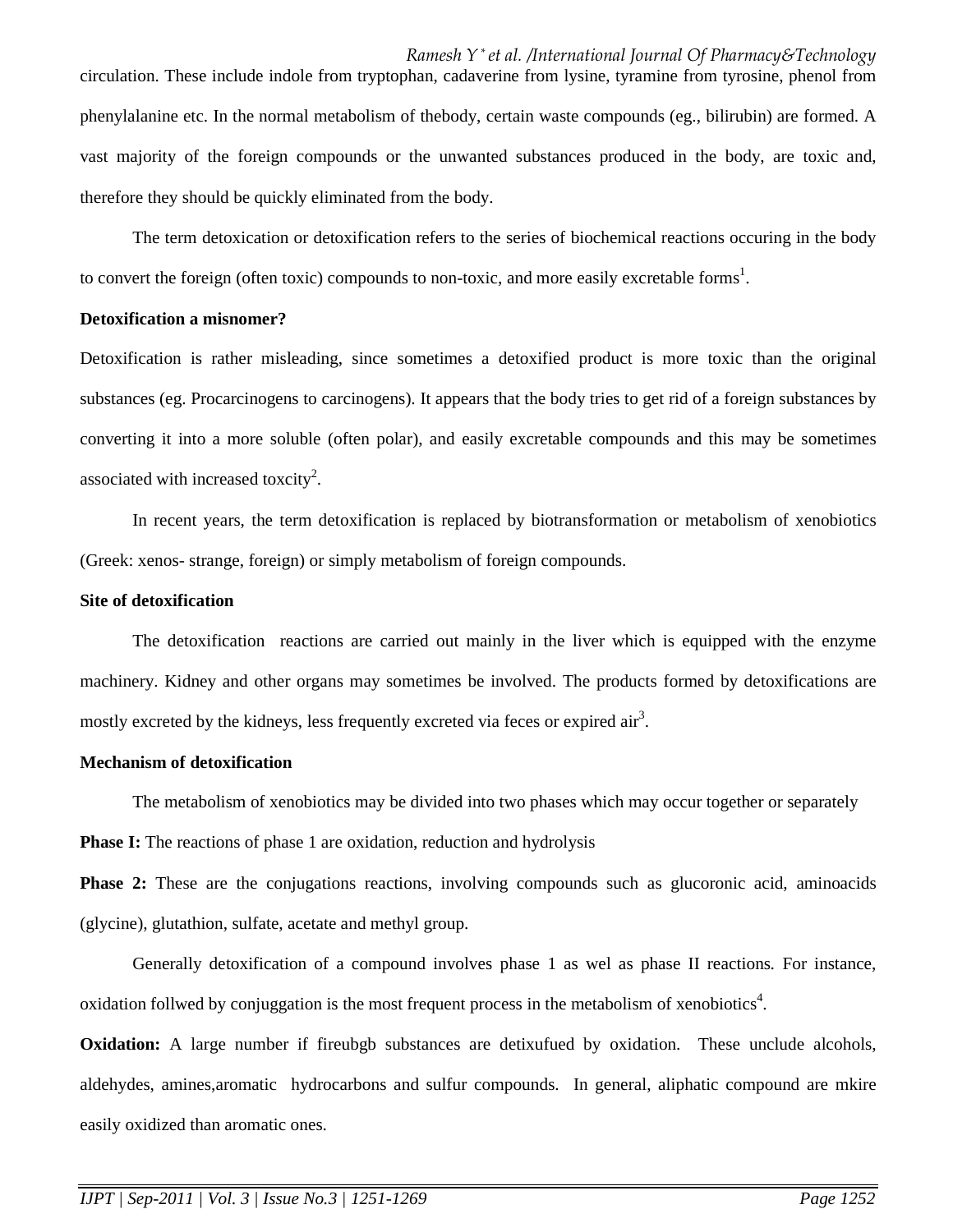circulation. These include indole from tryptophan, cadaverine from lysine, tyramine from tyrosine, phenol from phenylalanine etc. In the normal metabolism of thebody, certain waste compounds (eg., bilirubin) are formed. A vast majority of the foreign compounds or the unwanted substances produced in the body, are toxic and, therefore they should be quickly eliminated from the body.

The term detoxication or detoxification refers to the series of biochemical reactions occuring in the body to convert the foreign (often toxic) compounds to non-toxic, and more easily excretable forms[1].

**Detoxification a misnomer?**

Detoxification is rather misleading, since sometimes a detoxified product is more toxic than the original substances (eg. Procarcinogens to carcinogens). It appears that the body tries to get rid of a foreign substances by converting it into a more soluble (often polar), and easily excretable compounds and this may be sometimes associated with increased toxcity[2].

In recent years, the term detoxification is replaced by biotransformation or metabolism of xenobiotics (Greek: xenos- strange, foreign) or simply metabolism of foreign compounds.

**Site of detoxification**

The detoxification reactions are carried out mainly in the liver which is equipped with the enzyme machinery. Kidney and other organs may sometimes be involved. The products formed by detoxifications are mostly excreted by the kidneys, less frequently excreted via feces or expired air[3].

**Mechanism of detoxification**

The metabolism of xenobiotics may be divided into two phases which may occur together or separately

**Phase I:** The reactions of phase 1 are oxidation, reduction and hydrolysis

**Phase 2:** These are the conjugations reactions, involving compounds such as glucoronic acid, aminoacids (glycine), glutathion, sulfate, acetate and methyl group.

Generally detoxification of a compound involves phase 1 as wel as phase II reactions. For instance, oxidation follwed by conjuggation is the most frequent process in the metabolism of xenobiotics[4].

**Oxidation:** A large number if fireubgb substances are detixufued by oxidation. These unclude alcohols, aldehydes, amines,aromatic hydrocarbons and sulfur compounds. In general, aliphatic compound are mkire easily oxidized than aromatic ones.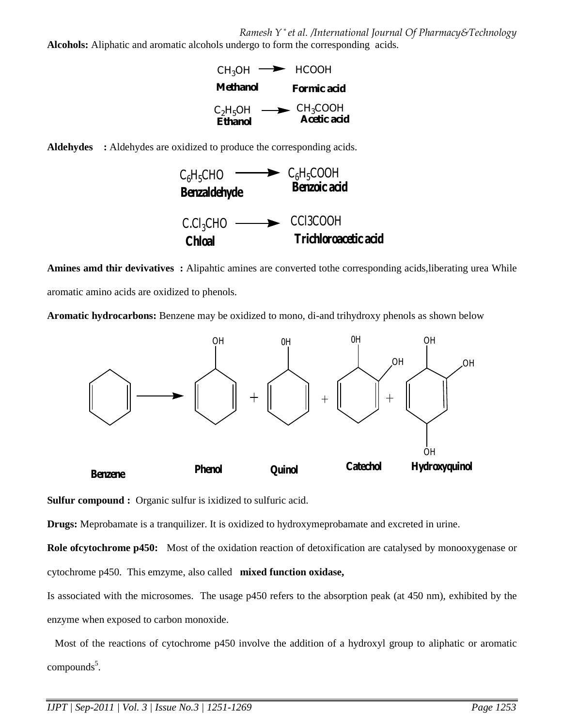**Alcohols:** Aliphatic and aromatic alcohols undergo to form the corresponding acids.

$$CH_3OH \longrightarrow HCOOH$$

**Methanol** → **Formic acid**

$$C_2H_5OH \longrightarrow CH_3COOH$$

**Ethanol** → **Acetic acid**

**Aldehydes :** Aldehydes are oxidized to produce the corresponding acids.

$$C_6H_5CHO \longrightarrow C_6H_5COOH$$

**Benzaldehyde** → **Benzoic acid**

$$C.Cl_3CHO \longrightarrow CCl3COOH$$

**Chloal** → **Trichloroacetic acid**

**Amines amd thir devivatives :** Alipahtic amines are converted tothe corresponding acids,liberating urea While aromatic amino acids are oxidized to phenols.

**Aromatic hydrocarbons:** Benzene may be oxidized to mono, di-and trihydroxy phenols as shown below

**Benzene** → **Phenol** + **Quinol** + **Catechol** + **Hydroxyquinol**

**Sulfur compound :** Organic sulfur is ixidized to sulfuric acid.

**Drugs:** Meprobamate is a tranquilizer. It is oxidized to hydroxymeprobamate and excreted in urine.

**Role ofcytochrome p450:** Most of the oxidation reaction of detoxification are catalysed by monooxygenase or cytochrome p450. This emzyme, also called **mixed function oxidase,**

Is associated with the microsomes. The usage p450 refers to the absorption peak (at 450 nm), exhibited by the enzyme when exposed to carbon monoxide.

Most of the reactions of cytochrome p450 involve the addition of a hydroxyl group to aliphatic or aromatic compounds[5].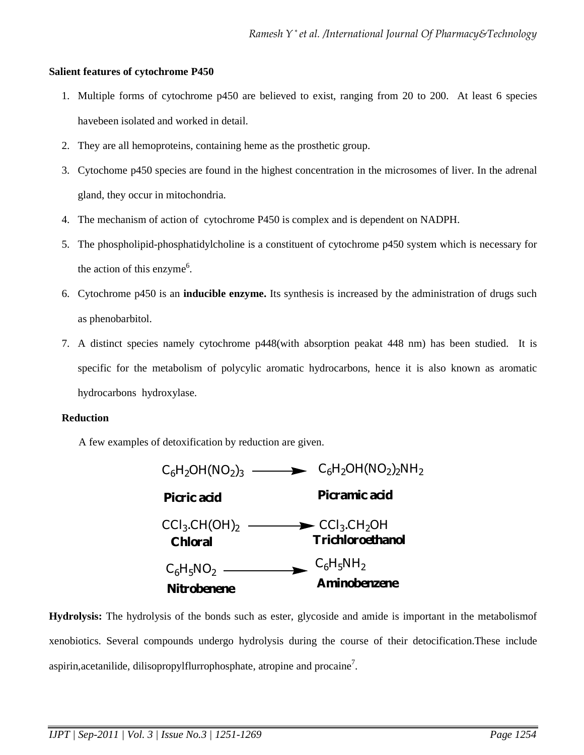**Salient features of cytochrome P450**

1. Multiple forms of cytochrome p450 are believed to exist, ranging from 20 to 200. At least 6 species havebeen isolated and worked in detail.
2. They are all hemoproteins, containing heme as the prosthetic group.
3. Cytochome p450 species are found in the highest concentration in the microsomes of liver. In the adrenal gland, they occur in mitochondria.
4. The mechanism of action of cytochrome P450 is complex and is dependent on NADPH.
5. The phospholipid-phosphatidylcholine is a constituent of cytochrome p450 system which is necessary for the action of this enzyme[6].
6. Cytochrome p450 is an **inducible enzyme.** Its synthesis is increased by the administration of drugs such as phenobarbitol.
7. A distinct species namely cytochrome p448(with absorption peakat 448 nm) has been studied. It is specific for the metabolism of polycylic aromatic hydrocarbons, hence it is also known as aromatic hydrocarbons hydroxylase.

**Reduction**

A few examples of detoxification by reduction are given.

$$C_6H_2OH(NO_2)_3 \longrightarrow C_6H_2OH(NO_2)_2NH_2$$

**Picric acid** → **Picramic acid**

$$CCl_3.CH(OH)_2 \longrightarrow CCl_3.CH_2OH$$

**Chloral** → **Trichloroethanol**

$$C_6H_5NO_2 \longrightarrow C_6H_5NH_2$$

**Nitrobenene** → **Aminobenzene**

**Hydrolysis:** The hydrolysis of the bonds such as ester, glycoside and amide is important in the metabolismof xenobiotics. Several compounds undergo hydrolysis during the course of their detocification.These include aspirin,acetanilide, dilisopropylflurrophosphate, atropine and procaine[7].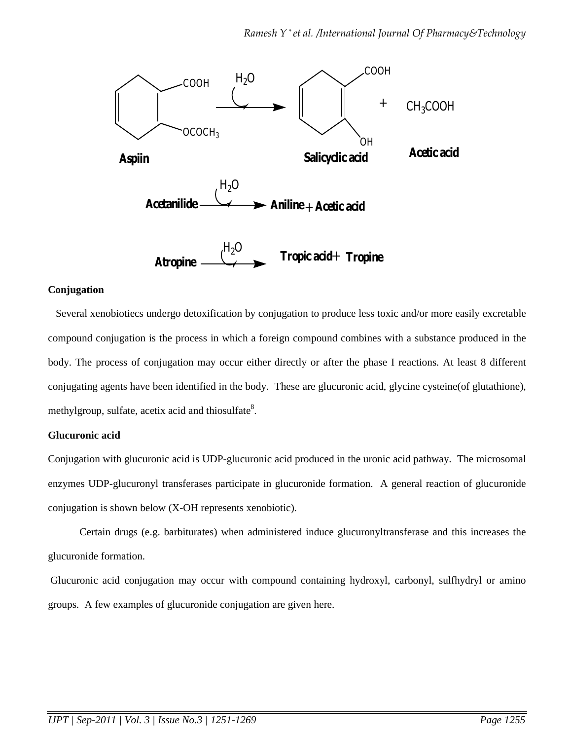$$\text{Aspiin} \xrightarrow{H_2O} \text{Salicyclic acid} + CH_3COOH \text{ (Acetic acid)}$$

$$\text{Acetanilide} \xrightarrow{H_2O} \text{Aniline} + \text{Acetic acid}$$

$$\text{Atropine} \xrightarrow{H_2O} \text{Tropic acid} + \text{Tropine}$$

**Conjugation**

Several xenobiotiecs undergo detoxification by conjugation to produce less toxic and/or more easily excretable compound conjugation is the process in which a foreign compound combines with a substance produced in the body. The process of conjugation may occur either directly or after the phase I reactions. At least 8 different conjugating agents have been identified in the body. These are glucuronic acid, glycine cysteine(of glutathione), methylgroup, sulfate, acetix acid and thiosulfate[8].

**Glucuronic acid**

Conjugation with glucuronic acid is UDP-glucuronic acid produced in the uronic acid pathway. The microsomal enzymes UDP-glucuronyl transferases participate in glucuronide formation. A general reaction of glucuronide conjugation is shown below (X-OH represents xenobiotic).

Certain drugs (e.g. barbiturates) when administered induce glucuronyltransferase and this increases the glucuronide formation.

Glucuronic acid conjugation may occur with compound containing hydroxyl, carbonyl, sulfhydryl or amino groups. A few examples of glucuronide conjugation are given here.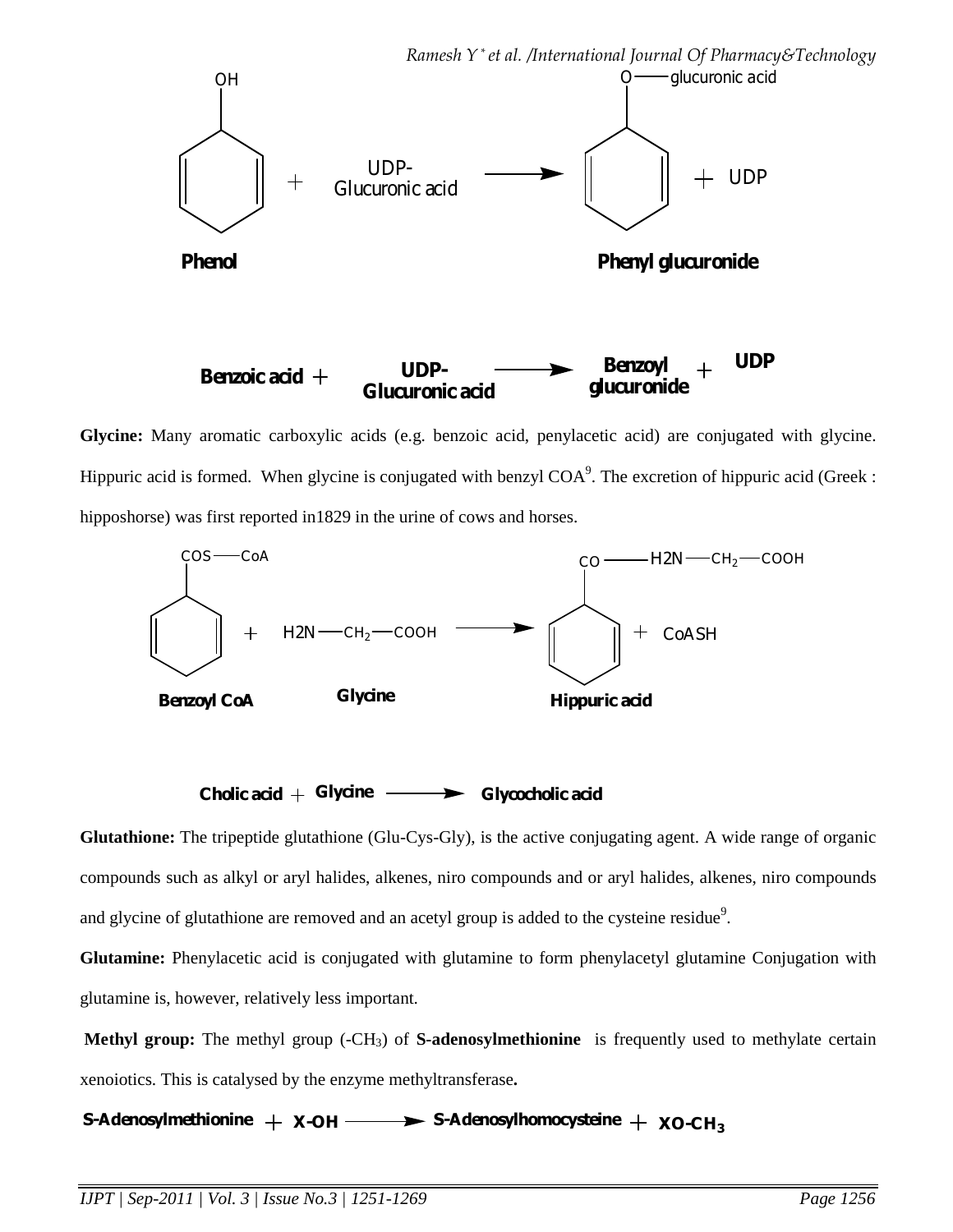Phenol + UDP-Glucuronic acid → Phenyl glucuronide + UDP

Benzoic acid + UDP-Glucuronic acid → Benzoyl glucuronide + UDP

**Glycine:** Many aromatic carboxylic acids (e.g. benzoic acid, penylacetic acid) are conjugated with glycine. Hippuric acid is formed. When glycine is conjugated with benzyl COA[9]. The excretion of hippuric acid (Greek : hipposhorse) was first reported in1829 in the urine of cows and horses.

Benzoyl CoA + Glycine ($H2N—CH_2—COOH$) → Hippuric acid + CoASH

Cholic acid + Glycine → Glycocholic acid

**Glutathione:** The tripeptide glutathione (Glu-Cys-Gly), is the active conjugating agent. A wide range of organic compounds such as alkyl or aryl halides, alkenes, niro compounds and or aryl halides, alkenes, niro compounds and glycine of glutathione are removed and an acetyl group is added to the cysteine residue[9].

**Glutamine:** Phenylacetic acid is conjugated with glutamine to form phenylacetyl glutamine Conjugation with glutamine is, however, relatively less important.

**Methyl group:** The methyl group ($-CH_3$) of **S-adenosylmethionine** is frequently used to methylate certain xenoiotics. This is catalysed by the enzyme methyltransferase**.**

S-Adenosylmethionine + X-OH → S-Adenosylhomocysteine + $XO\text{-}CH_3$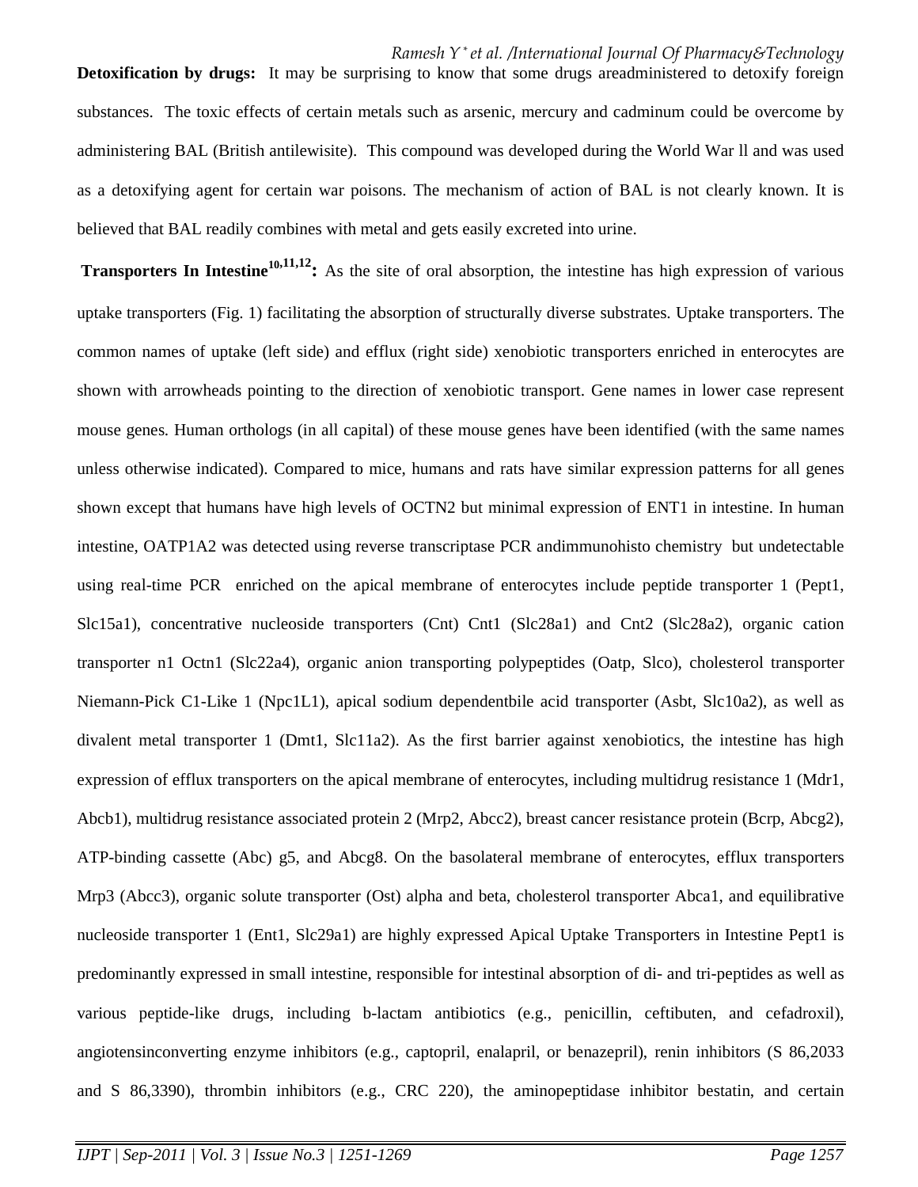**Detoxification by drugs:** It may be surprising to know that some drugs areadministered to detoxify foreign substances. The toxic effects of certain metals such as arsenic, mercury and cadminum could be overcome by administering BAL (British antilewisite). This compound was developed during the World War ll and was used as a detoxifying agent for certain war poisons. The mechanism of action of BAL is not clearly known. It is believed that BAL readily combines with metal and gets easily excreted into urine.

**Transporters In Intestine[10,11,12]:** As the site of oral absorption, the intestine has high expression of various uptake transporters (Fig. 1) facilitating the absorption of structurally diverse substrates. Uptake transporters. The common names of uptake (left side) and efflux (right side) xenobiotic transporters enriched in enterocytes are shown with arrowheads pointing to the direction of xenobiotic transport. Gene names in lower case represent mouse genes. Human orthologs (in all capital) of these mouse genes have been identified (with the same names unless otherwise indicated). Compared to mice, humans and rats have similar expression patterns for all genes shown except that humans have high levels of OCTN2 but minimal expression of ENT1 in intestine. In human intestine, OATP1A2 was detected using reverse transcriptase PCR andimmunohisto chemistry but undetectable using real-time PCR enriched on the apical membrane of enterocytes include peptide transporter 1 (Pept1, Slc15a1), concentrative nucleoside transporters (Cnt) Cnt1 (Slc28a1) and Cnt2 (Slc28a2), organic cation transporter n1 Octn1 (Slc22a4), organic anion transporting polypeptides (Oatp, Slco), cholesterol transporter Niemann-Pick C1-Like 1 (Npc1L1), apical sodium dependentbile acid transporter (Asbt, Slc10a2), as well as divalent metal transporter 1 (Dmt1, Slc11a2). As the first barrier against xenobiotics, the intestine has high expression of efflux transporters on the apical membrane of enterocytes, including multidrug resistance 1 (Mdr1, Abcb1), multidrug resistance associated protein 2 (Mrp2, Abcc2), breast cancer resistance protein (Bcrp, Abcg2), ATP-binding cassette (Abc) g5, and Abcg8. On the basolateral membrane of enterocytes, efflux transporters Mrp3 (Abcc3), organic solute transporter (Ost) alpha and beta, cholesterol transporter Abca1, and equilibrative nucleoside transporter 1 (Ent1, Slc29a1) are highly expressed Apical Uptake Transporters in Intestine Pept1 is predominantly expressed in small intestine, responsible for intestinal absorption of di- and tri-peptides as well as various peptide-like drugs, including b-lactam antibiotics (e.g., penicillin, ceftibuten, and cefadroxil), angiotensinconverting enzyme inhibitors (e.g., captopril, enalapril, or benazepril), renin inhibitors (S 86,2033 and S 86,3390), thrombin inhibitors (e.g., CRC 220), the aminopeptidase inhibitor bestatin, and certain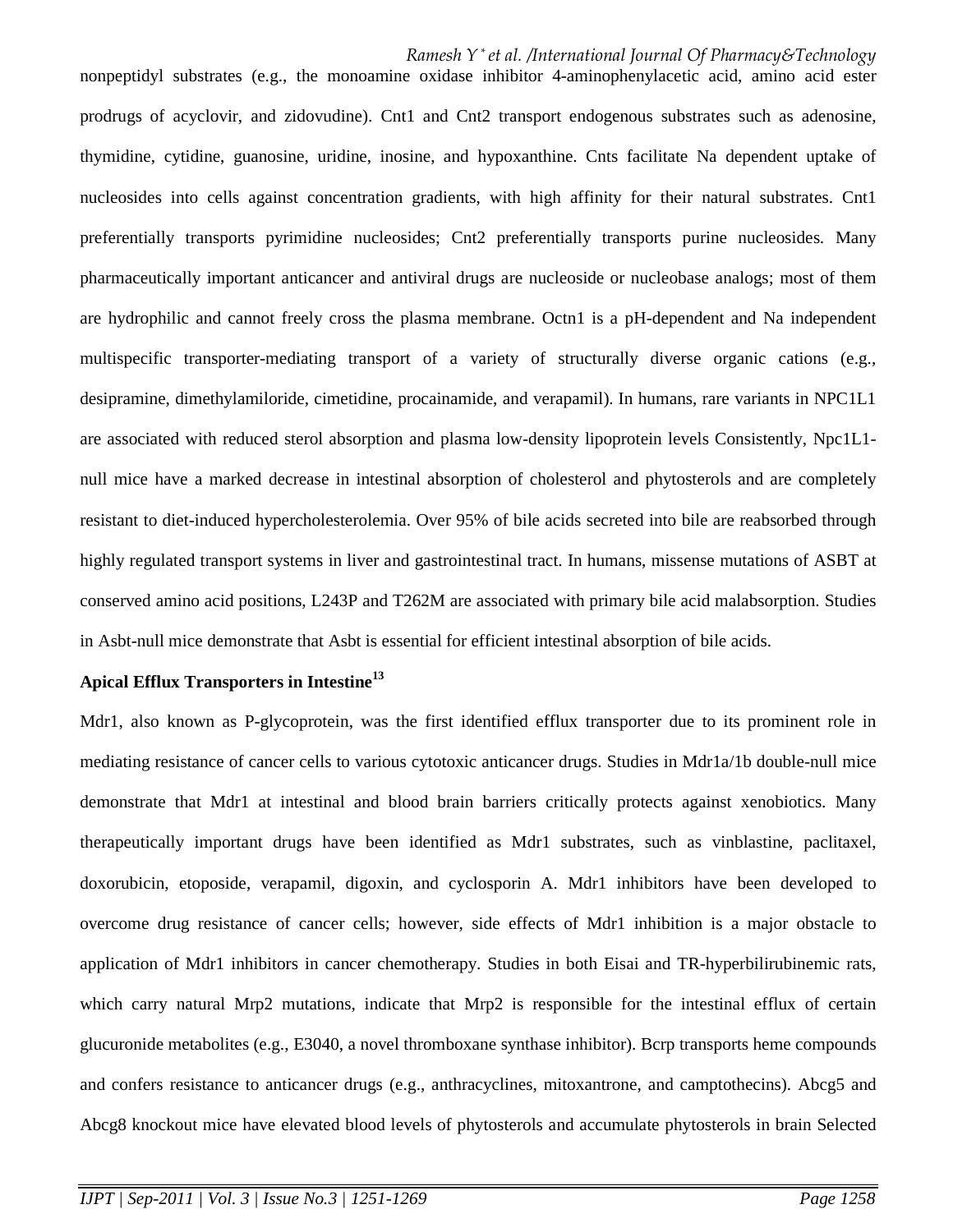nonpeptidyl substrates (e.g., the monoamine oxidase inhibitor 4-aminophenylacetic acid, amino acid ester prodrugs of acyclovir, and zidovudine). Cnt1 and Cnt2 transport endogenous substrates such as adenosine, thymidine, cytidine, guanosine, uridine, inosine, and hypoxanthine. Cnts facilitate Na dependent uptake of nucleosides into cells against concentration gradients, with high affinity for their natural substrates. Cnt1 preferentially transports pyrimidine nucleosides; Cnt2 preferentially transports purine nucleosides. Many pharmaceutically important anticancer and antiviral drugs are nucleoside or nucleobase analogs; most of them are hydrophilic and cannot freely cross the plasma membrane. Octn1 is a pH-dependent and Na independent multispecific transporter-mediating transport of a variety of structurally diverse organic cations (e.g., desipramine, dimethylamiloride, cimetidine, procainamide, and verapamil). In humans, rare variants in NPC1L1 are associated with reduced sterol absorption and plasma low-density lipoprotein levels Consistently, Npc1L1-null mice have a marked decrease in intestinal absorption of cholesterol and phytosterols and are completely resistant to diet-induced hypercholesterolemia. Over 95% of bile acids secreted into bile are reabsorbed through highly regulated transport systems in liver and gastrointestinal tract. In humans, missense mutations of ASBT at conserved amino acid positions, L243P and T262M are associated with primary bile acid malabsorption. Studies in Asbt-null mice demonstrate that Asbt is essential for efficient intestinal absorption of bile acids.

**Apical Efflux Transporters in Intestine[13]**

Mdr1, also known as P-glycoprotein, was the first identified efflux transporter due to its prominent role in mediating resistance of cancer cells to various cytotoxic anticancer drugs. Studies in Mdr1a/1b double-null mice demonstrate that Mdr1 at intestinal and blood brain barriers critically protects against xenobiotics. Many therapeutically important drugs have been identified as Mdr1 substrates, such as vinblastine, paclitaxel, doxorubicin, etoposide, verapamil, digoxin, and cyclosporin A. Mdr1 inhibitors have been developed to overcome drug resistance of cancer cells; however, side effects of Mdr1 inhibition is a major obstacle to application of Mdr1 inhibitors in cancer chemotherapy. Studies in both Eisai and TR-hyperbilirubinemic rats, which carry natural Mrp2 mutations, indicate that Mrp2 is responsible for the intestinal efflux of certain glucuronide metabolites (e.g., E3040, a novel thromboxane synthase inhibitor). Bcrp transports heme compounds and confers resistance to anticancer drugs (e.g., anthracyclines, mitoxantrone, and camptothecins). Abcg5 and Abcg8 knockout mice have elevated blood levels of phytosterols and accumulate phytosterols in brain Selected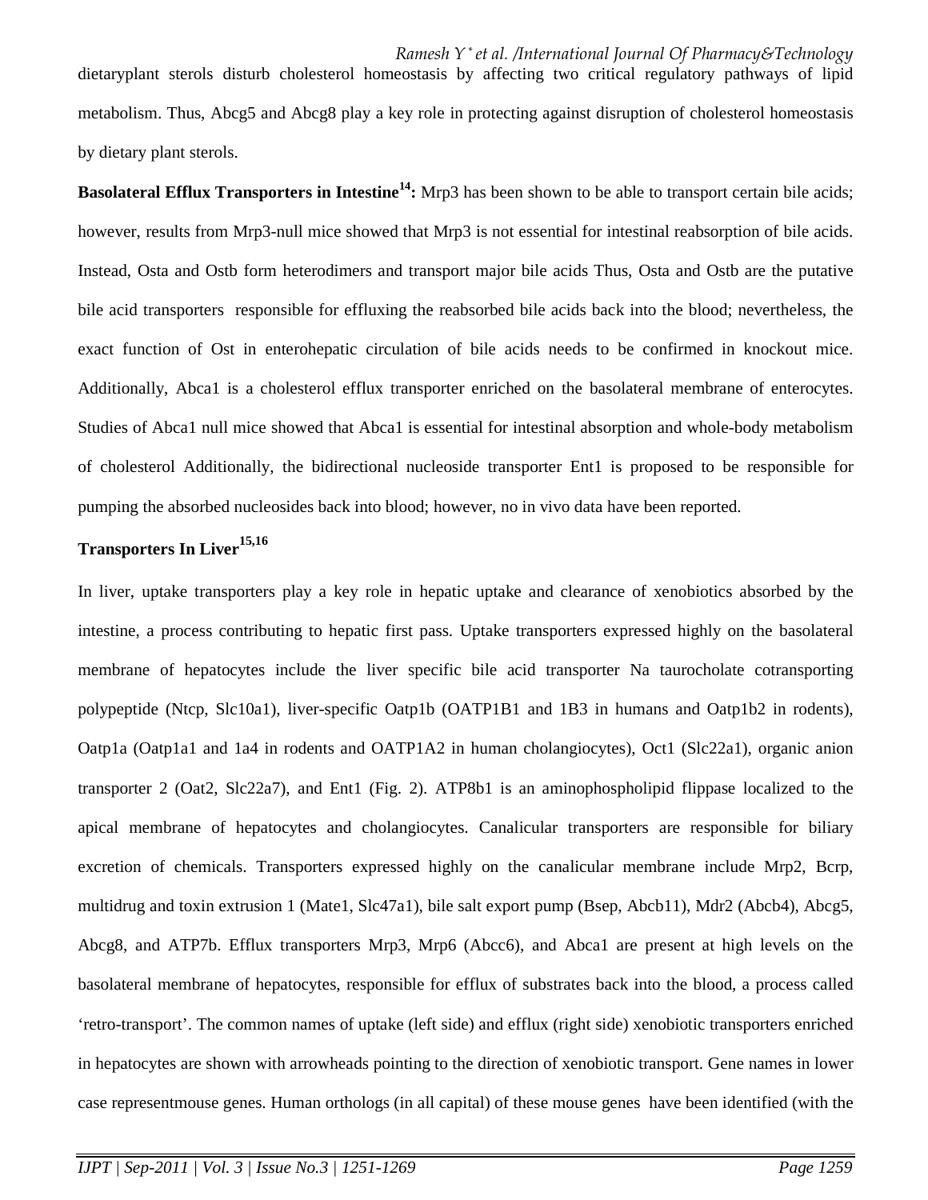dietaryplant sterols disturb cholesterol homeostasis by affecting two critical regulatory pathways of lipid metabolism. Thus, Abcg5 and Abcg8 play a key role in protecting against disruption of cholesterol homeostasis by dietary plant sterols.

**Basolateral Efflux Transporters in Intestine[14]:** Mrp3 has been shown to be able to transport certain bile acids; however, results from Mrp3-null mice showed that Mrp3 is not essential for intestinal reabsorption of bile acids. Instead, Osta and Ostb form heterodimers and transport major bile acids Thus, Osta and Ostb are the putative bile acid transporters responsible for effluxing the reabsorbed bile acids back into the blood; nevertheless, the exact function of Ost in enterohepatic circulation of bile acids needs to be confirmed in knockout mice. Additionally, Abca1 is a cholesterol efflux transporter enriched on the basolateral membrane of enterocytes. Studies of Abca1 null mice showed that Abca1 is essential for intestinal absorption and whole-body metabolism of cholesterol Additionally, the bidirectional nucleoside transporter Ent1 is proposed to be responsible for pumping the absorbed nucleosides back into blood; however, no in vivo data have been reported.

**Transporters In Liver[15,16]**

In liver, uptake transporters play a key role in hepatic uptake and clearance of xenobiotics absorbed by the intestine, a process contributing to hepatic first pass. Uptake transporters expressed highly on the basolateral membrane of hepatocytes include the liver specific bile acid transporter Na taurocholate cotransporting polypeptide (Ntcp, Slc10a1), liver-specific Oatp1b (OATP1B1 and 1B3 in humans and Oatp1b2 in rodents), Oatp1a (Oatp1a1 and 1a4 in rodents and OATP1A2 in human cholangiocytes), Oct1 (Slc22a1), organic anion transporter 2 (Oat2, Slc22a7), and Ent1 (Fig. 2). ATP8b1 is an aminophospholipid flippase localized to the apical membrane of hepatocytes and cholangiocytes. Canalicular transporters are responsible for biliary excretion of chemicals. Transporters expressed highly on the canalicular membrane include Mrp2, Bcrp, multidrug and toxin extrusion 1 (Mate1, Slc47a1), bile salt export pump (Bsep, Abcb11), Mdr2 (Abcb4), Abcg5, Abcg8, and ATP7b. Efflux transporters Mrp3, Mrp6 (Abcc6), and Abca1 are present at high levels on the basolateral membrane of hepatocytes, responsible for efflux of substrates back into the blood, a process called ‘retro-transport’. The common names of uptake (left side) and efflux (right side) xenobiotic transporters enriched in hepatocytes are shown with arrowheads pointing to the direction of xenobiotic transport. Gene names in lower case representmouse genes. Human orthologs (in all capital) of these mouse genes have been identified (with the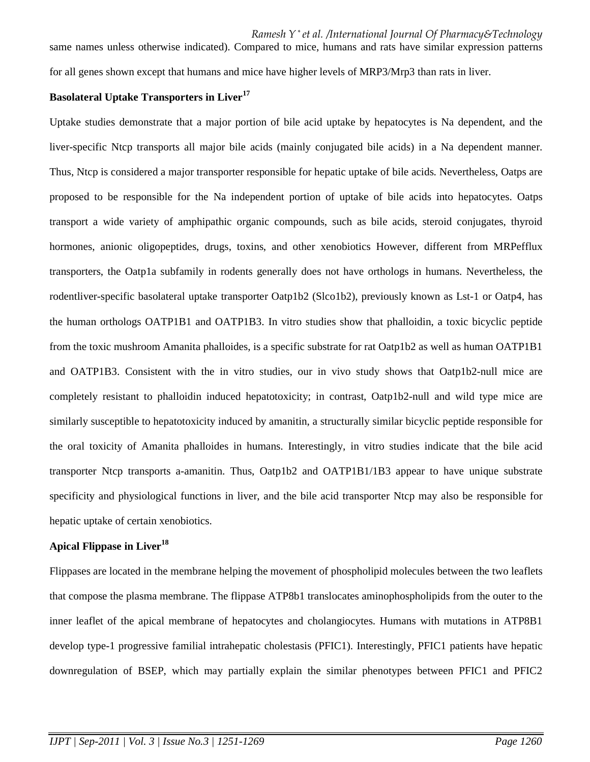same names unless otherwise indicated). Compared to mice, humans and rats have similar expression patterns for all genes shown except that humans and mice have higher levels of MRP3/Mrp3 than rats in liver.

**Basolateral Uptake Transporters in Liver[17]**

Uptake studies demonstrate that a major portion of bile acid uptake by hepatocytes is Na dependent, and the liver-specific Ntcp transports all major bile acids (mainly conjugated bile acids) in a Na dependent manner. Thus, Ntcp is considered a major transporter responsible for hepatic uptake of bile acids. Nevertheless, Oatps are proposed to be responsible for the Na independent portion of uptake of bile acids into hepatocytes. Oatps transport a wide variety of amphipathic organic compounds, such as bile acids, steroid conjugates, thyroid hormones, anionic oligopeptides, drugs, toxins, and other xenobiotics However, different from MRPefflux transporters, the Oatp1a subfamily in rodents generally does not have orthologs in humans. Nevertheless, the rodentliver-specific basolateral uptake transporter Oatp1b2 (Slco1b2), previously known as Lst-1 or Oatp4, has the human orthologs OATP1B1 and OATP1B3. In vitro studies show that phalloidin, a toxic bicyclic peptide from the toxic mushroom Amanita phalloides, is a specific substrate for rat Oatp1b2 as well as human OATP1B1 and OATP1B3. Consistent with the in vitro studies, our in vivo study shows that Oatp1b2-null mice are completely resistant to phalloidin induced hepatotoxicity; in contrast, Oatp1b2-null and wild type mice are similarly susceptible to hepatotoxicity induced by amanitin, a structurally similar bicyclic peptide responsible for the oral toxicity of Amanita phalloides in humans. Interestingly, in vitro studies indicate that the bile acid transporter Ntcp transports a-amanitin. Thus, Oatp1b2 and OATP1B1/1B3 appear to have unique substrate specificity and physiological functions in liver, and the bile acid transporter Ntcp may also be responsible for hepatic uptake of certain xenobiotics.

**Apical Flippase in Liver[18]**

Flippases are located in the membrane helping the movement of phospholipid molecules between the two leaflets that compose the plasma membrane. The flippase ATP8b1 translocates aminophospholipids from the outer to the inner leaflet of the apical membrane of hepatocytes and cholangiocytes. Humans with mutations in ATP8B1 develop type-1 progressive familial intrahepatic cholestasis (PFIC1). Interestingly, PFIC1 patients have hepatic downregulation of BSEP, which may partially explain the similar phenotypes between PFIC1 and PFIC2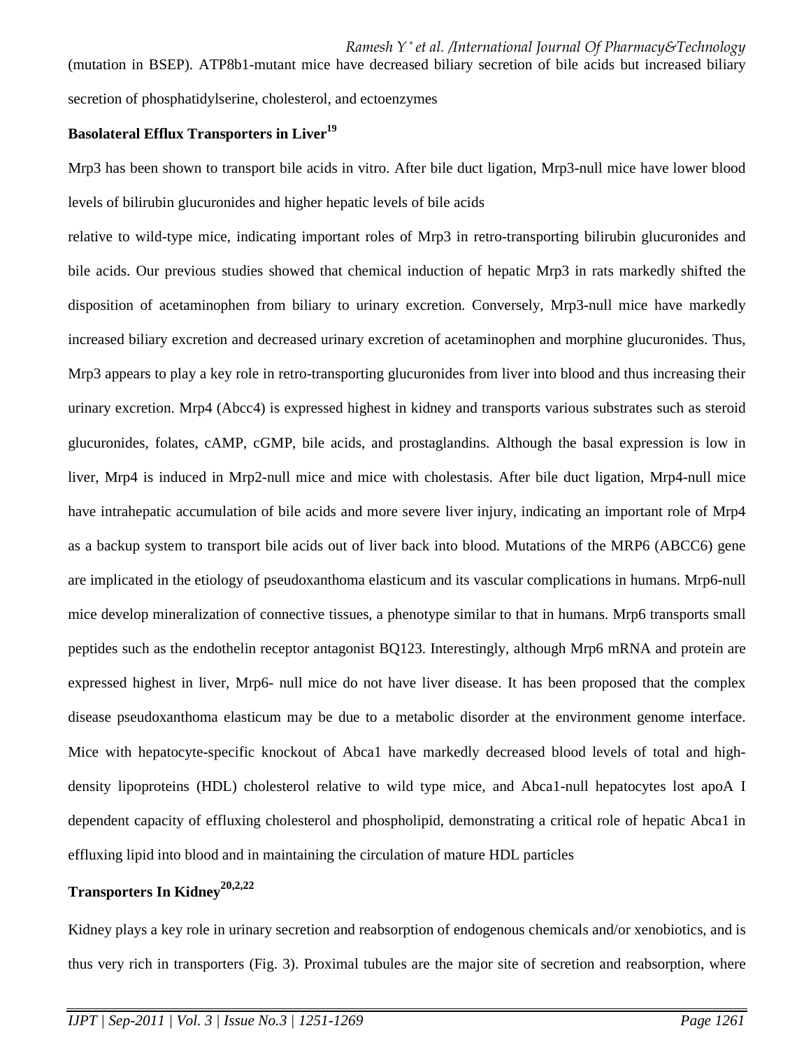(mutation in BSEP). ATP8b1-mutant mice have decreased biliary secretion of bile acids but increased biliary secretion of phosphatidylserine, cholesterol, and ectoenzymes

**Basolateral Efflux Transporters in Liver[19]**

Mrp3 has been shown to transport bile acids in vitro. After bile duct ligation, Mrp3-null mice have lower blood levels of bilirubin glucuronides and higher hepatic levels of bile acids

relative to wild-type mice, indicating important roles of Mrp3 in retro-transporting bilirubin glucuronides and bile acids. Our previous studies showed that chemical induction of hepatic Mrp3 in rats markedly shifted the disposition of acetaminophen from biliary to urinary excretion. Conversely, Mrp3-null mice have markedly increased biliary excretion and decreased urinary excretion of acetaminophen and morphine glucuronides. Thus, Mrp3 appears to play a key role in retro-transporting glucuronides from liver into blood and thus increasing their urinary excretion. Mrp4 (Abcc4) is expressed highest in kidney and transports various substrates such as steroid glucuronides, folates, cAMP, cGMP, bile acids, and prostaglandins. Although the basal expression is low in liver, Mrp4 is induced in Mrp2-null mice and mice with cholestasis. After bile duct ligation, Mrp4-null mice have intrahepatic accumulation of bile acids and more severe liver injury, indicating an important role of Mrp4 as a backup system to transport bile acids out of liver back into blood. Mutations of the MRP6 (ABCC6) gene are implicated in the etiology of pseudoxanthoma elasticum and its vascular complications in humans. Mrp6-null mice develop mineralization of connective tissues, a phenotype similar to that in humans. Mrp6 transports small peptides such as the endothelin receptor antagonist BQ123. Interestingly, although Mrp6 mRNA and protein are expressed highest in liver, Mrp6- null mice do not have liver disease. It has been proposed that the complex disease pseudoxanthoma elasticum may be due to a metabolic disorder at the environment genome interface. Mice with hepatocyte-specific knockout of Abca1 have markedly decreased blood levels of total and high-density lipoproteins (HDL) cholesterol relative to wild type mice, and Abca1-null hepatocytes lost apoA I dependent capacity of effluxing cholesterol and phospholipid, demonstrating a critical role of hepatic Abca1 in effluxing lipid into blood and in maintaining the circulation of mature HDL particles

**Transporters In Kidney[20,2,22]**

Kidney plays a key role in urinary secretion and reabsorption of endogenous chemicals and/or xenobiotics, and is thus very rich in transporters (Fig. 3). Proximal tubules are the major site of secretion and reabsorption, where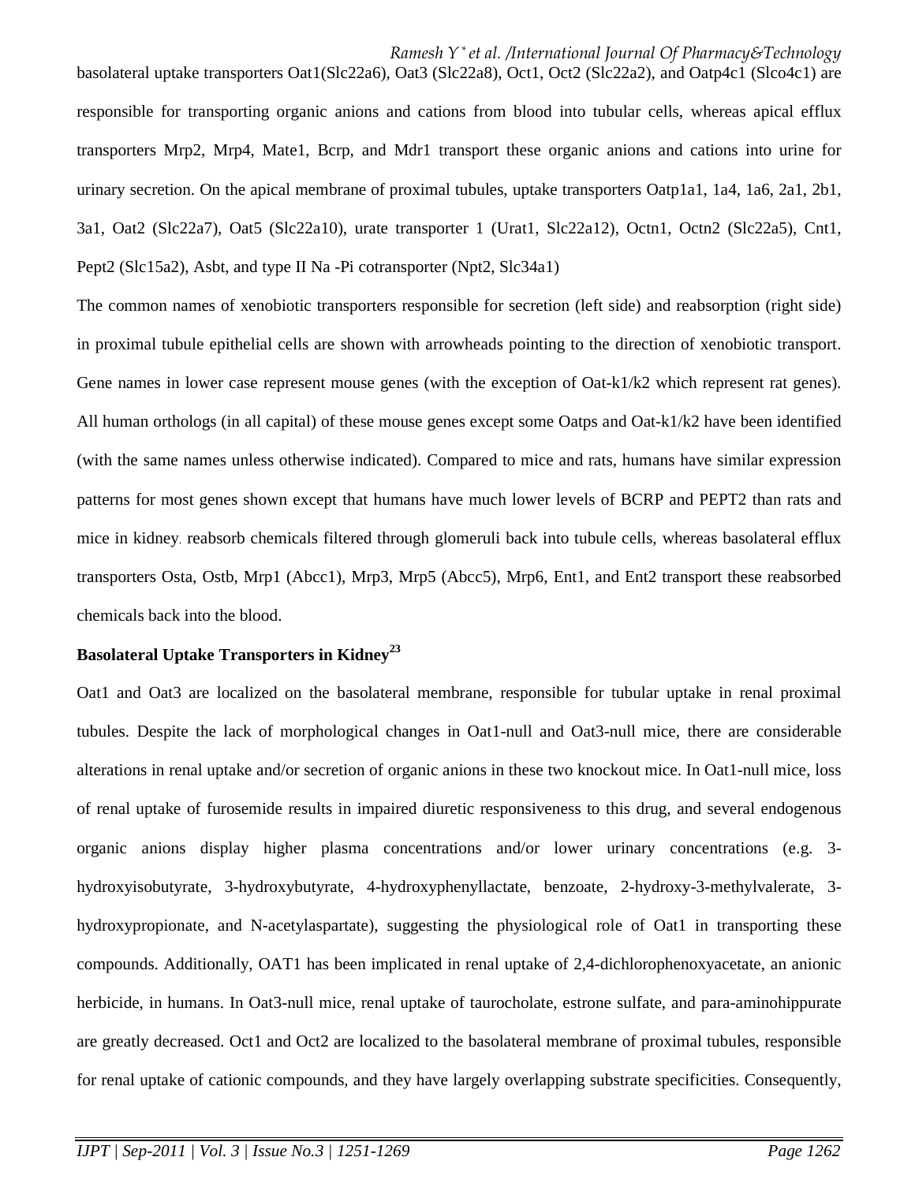basolateral uptake transporters Oat1(Slc22a6), Oat3 (Slc22a8), Oct1, Oct2 (Slc22a2), and Oatp4c1 (Slco4c1) are responsible for transporting organic anions and cations from blood into tubular cells, whereas apical efflux transporters Mrp2, Mrp4, Mate1, Bcrp, and Mdr1 transport these organic anions and cations into urine for urinary secretion. On the apical membrane of proximal tubules, uptake transporters Oatp1a1, 1a4, 1a6, 2a1, 2b1, 3a1, Oat2 (Slc22a7), Oat5 (Slc22a10), urate transporter 1 (Urat1, Slc22a12), Octn1, Octn2 (Slc22a5), Cnt1, Pept2 (Slc15a2), Asbt, and type II Na -Pi cotransporter (Npt2, Slc34a1)

The common names of xenobiotic transporters responsible for secretion (left side) and reabsorption (right side) in proximal tubule epithelial cells are shown with arrowheads pointing to the direction of xenobiotic transport. Gene names in lower case represent mouse genes (with the exception of Oat-k1/k2 which represent rat genes). All human orthologs (in all capital) of these mouse genes except some Oatps and Oat-k1/k2 have been identified (with the same names unless otherwise indicated). Compared to mice and rats, humans have similar expression patterns for most genes shown except that humans have much lower levels of BCRP and PEPT2 than rats and mice in kidney. reabsorb chemicals filtered through glomeruli back into tubule cells, whereas basolateral efflux transporters Osta, Ostb, Mrp1 (Abcc1), Mrp3, Mrp5 (Abcc5), Mrp6, Ent1, and Ent2 transport these reabsorbed chemicals back into the blood.

**Basolateral Uptake Transporters in Kidney[23]**

Oat1 and Oat3 are localized on the basolateral membrane, responsible for tubular uptake in renal proximal tubules. Despite the lack of morphological changes in Oat1-null and Oat3-null mice, there are considerable alterations in renal uptake and/or secretion of organic anions in these two knockout mice. In Oat1-null mice, loss of renal uptake of furosemide results in impaired diuretic responsiveness to this drug, and several endogenous organic anions display higher plasma concentrations and/or lower urinary concentrations (e.g. 3-hydroxyisobutyrate, 3-hydroxybutyrate, 4-hydroxyphenyllactate, benzoate, 2-hydroxy-3-methylvalerate, 3-hydroxypropionate, and N-acetylaspartate), suggesting the physiological role of Oat1 in transporting these compounds. Additionally, OAT1 has been implicated in renal uptake of 2,4-dichlorophenoxyacetate, an anionic herbicide, in humans. In Oat3-null mice, renal uptake of taurocholate, estrone sulfate, and para-aminohippurate are greatly decreased. Oct1 and Oct2 are localized to the basolateral membrane of proximal tubules, responsible for renal uptake of cationic compounds, and they have largely overlapping substrate specificities. Consequently,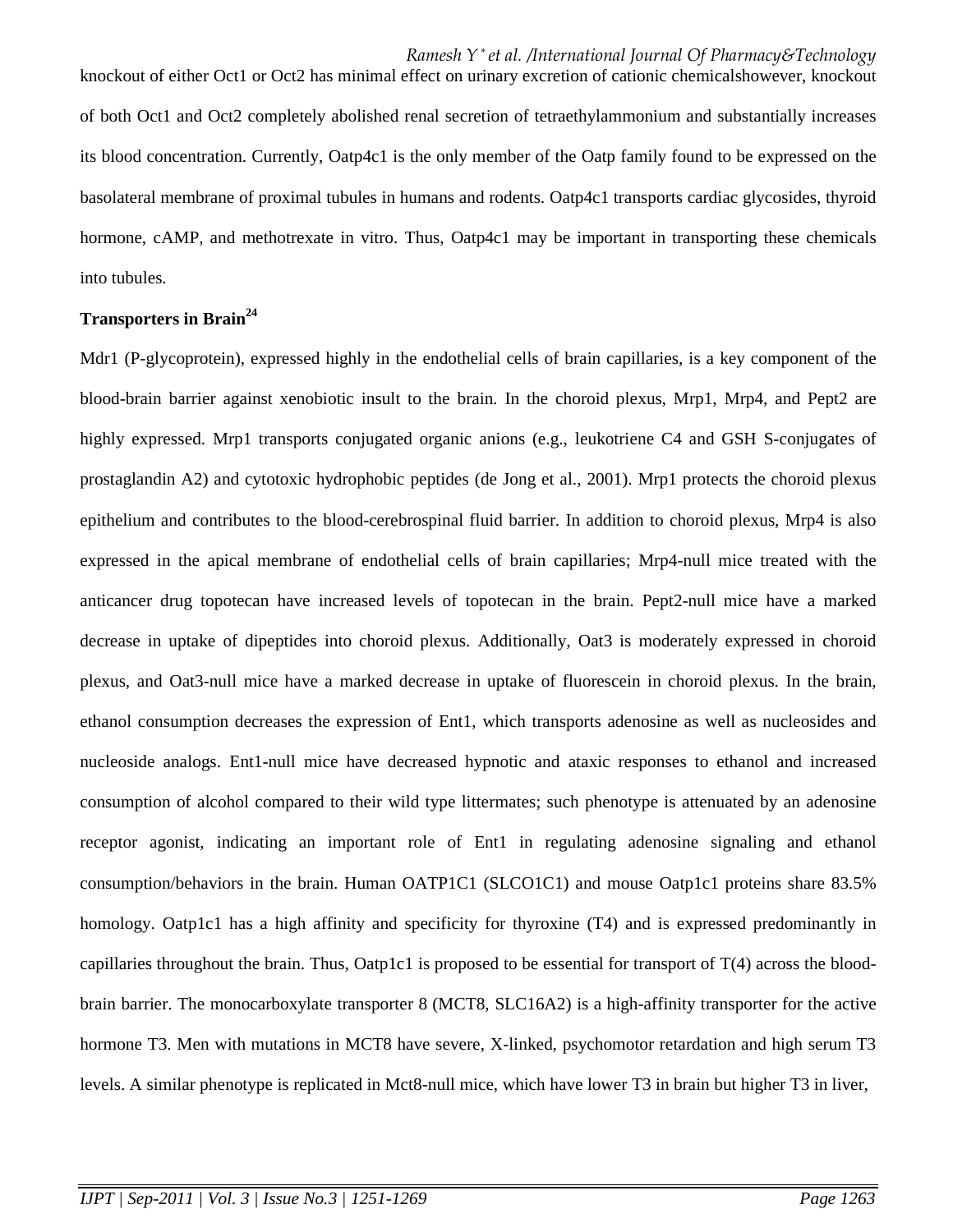knockout of either Oct1 or Oct2 has minimal effect on urinary excretion of cationic chemicalshowever, knockout of both Oct1 and Oct2 completely abolished renal secretion of tetraethylammonium and substantially increases its blood concentration. Currently, Oatp4c1 is the only member of the Oatp family found to be expressed on the basolateral membrane of proximal tubules in humans and rodents. Oatp4c1 transports cardiac glycosides, thyroid hormone, cAMP, and methotrexate in vitro. Thus, Oatp4c1 may be important in transporting these chemicals into tubules.

**Transporters in Brain[24]**

Mdr1 (P-glycoprotein), expressed highly in the endothelial cells of brain capillaries, is a key component of the blood-brain barrier against xenobiotic insult to the brain. In the choroid plexus, Mrp1, Mrp4, and Pept2 are highly expressed. Mrp1 transports conjugated organic anions (e.g., leukotriene C4 and GSH S-conjugates of prostaglandin A2) and cytotoxic hydrophobic peptides (de Jong et al., 2001). Mrp1 protects the choroid plexus epithelium and contributes to the blood-cerebrospinal fluid barrier. In addition to choroid plexus, Mrp4 is also expressed in the apical membrane of endothelial cells of brain capillaries; Mrp4-null mice treated with the anticancer drug topotecan have increased levels of topotecan in the brain. Pept2-null mice have a marked decrease in uptake of dipeptides into choroid plexus. Additionally, Oat3 is moderately expressed in choroid plexus, and Oat3-null mice have a marked decrease in uptake of fluorescein in choroid plexus. In the brain, ethanol consumption decreases the expression of Ent1, which transports adenosine as well as nucleosides and nucleoside analogs. Ent1-null mice have decreased hypnotic and ataxic responses to ethanol and increased consumption of alcohol compared to their wild type littermates; such phenotype is attenuated by an adenosine receptor agonist, indicating an important role of Ent1 in regulating adenosine signaling and ethanol consumption/behaviors in the brain. Human OATP1C1 (SLCO1C1) and mouse Oatp1c1 proteins share 83.5% homology. Oatp1c1 has a high affinity and specificity for thyroxine (T4) and is expressed predominantly in capillaries throughout the brain. Thus, Oatp1c1 is proposed to be essential for transport of T(4) across the blood-brain barrier. The monocarboxylate transporter 8 (MCT8, SLC16A2) is a high-affinity transporter for the active hormone T3. Men with mutations in MCT8 have severe, X-linked, psychomotor retardation and high serum T3 levels. A similar phenotype is replicated in Mct8-null mice, which have lower T3 in brain but higher T3 in liver,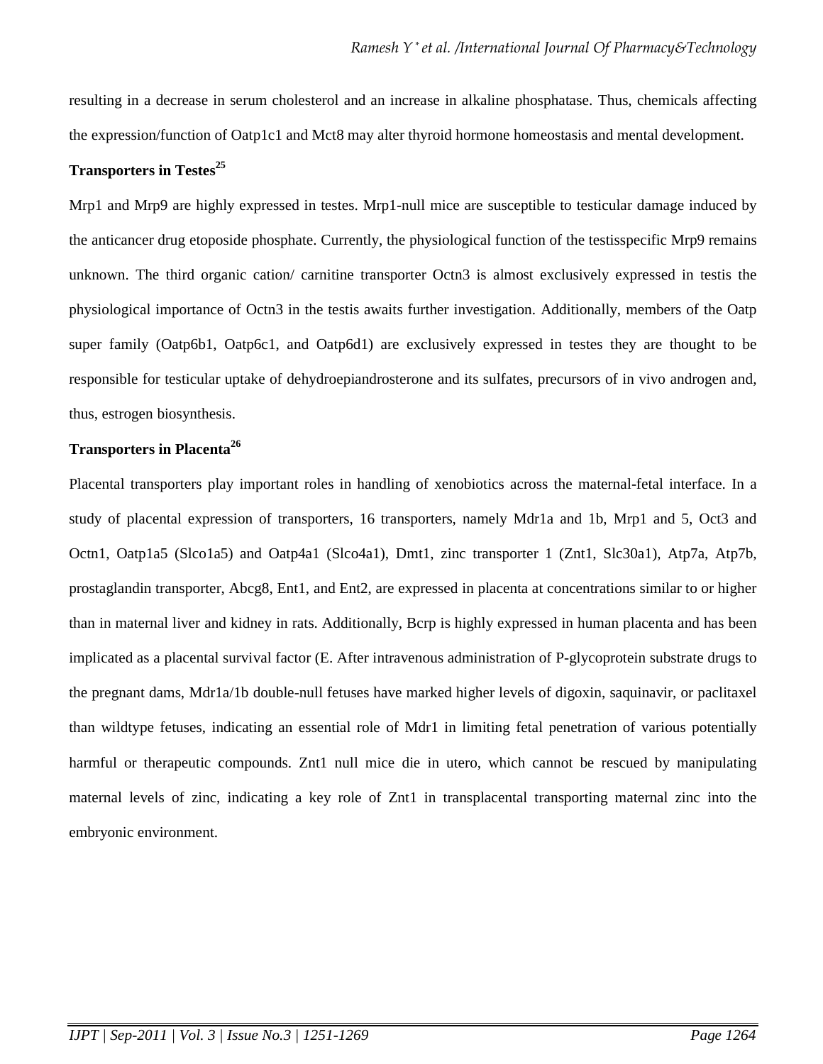resulting in a decrease in serum cholesterol and an increase in alkaline phosphatase. Thus, chemicals affecting the expression/function of Oatp1c1 and Mct8 may alter thyroid hormone homeostasis and mental development.

### Transporters in Testes[25]

Mrp1 and Mrp9 are highly expressed in testes. Mrp1-null mice are susceptible to testicular damage induced by the anticancer drug etoposide phosphate. Currently, the physiological function of the testisspecific Mrp9 remains unknown. The third organic cation/ carnitine transporter Octn3 is almost exclusively expressed in testis the physiological importance of Octn3 in the testis awaits further investigation. Additionally, members of the Oatp super family (Oatp6b1, Oatp6c1, and Oatp6d1) are exclusively expressed in testes they are thought to be responsible for testicular uptake of dehydroepiandrosterone and its sulfates, precursors of in vivo androgen and, thus, estrogen biosynthesis.

### Transporters in Placenta[26]

Placental transporters play important roles in handling of xenobiotics across the maternal-fetal interface. In a study of placental expression of transporters, 16 transporters, namely Mdr1a and 1b, Mrp1 and 5, Oct3 and Octn1, Oatp1a5 (Slco1a5) and Oatp4a1 (Slco4a1), Dmt1, zinc transporter 1 (Znt1, Slc30a1), Atp7a, Atp7b, prostaglandin transporter, Abcg8, Ent1, and Ent2, are expressed in placenta at concentrations similar to or higher than in maternal liver and kidney in rats. Additionally, Bcrp is highly expressed in human placenta and has been implicated as a placental survival factor (E. After intravenous administration of P-glycoprotein substrate drugs to the pregnant dams, Mdr1a/1b double-null fetuses have marked higher levels of digoxin, saquinavir, or paclitaxel than wildtype fetuses, indicating an essential role of Mdr1 in limiting fetal penetration of various potentially harmful or therapeutic compounds. Znt1 null mice die in utero, which cannot be rescued by manipulating maternal levels of zinc, indicating a key role of Znt1 in transplacental transporting maternal zinc into the embryonic environment.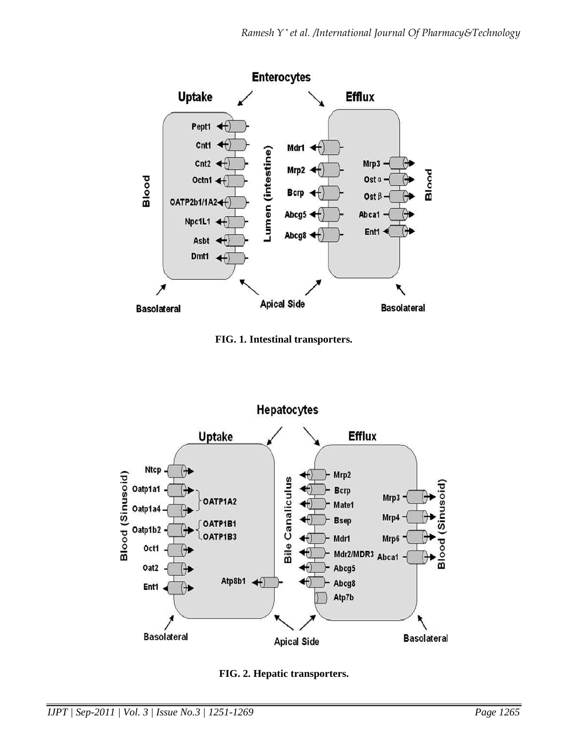FIG. 1. Intestinal transporters.

FIG. 2. Hepatic transporters.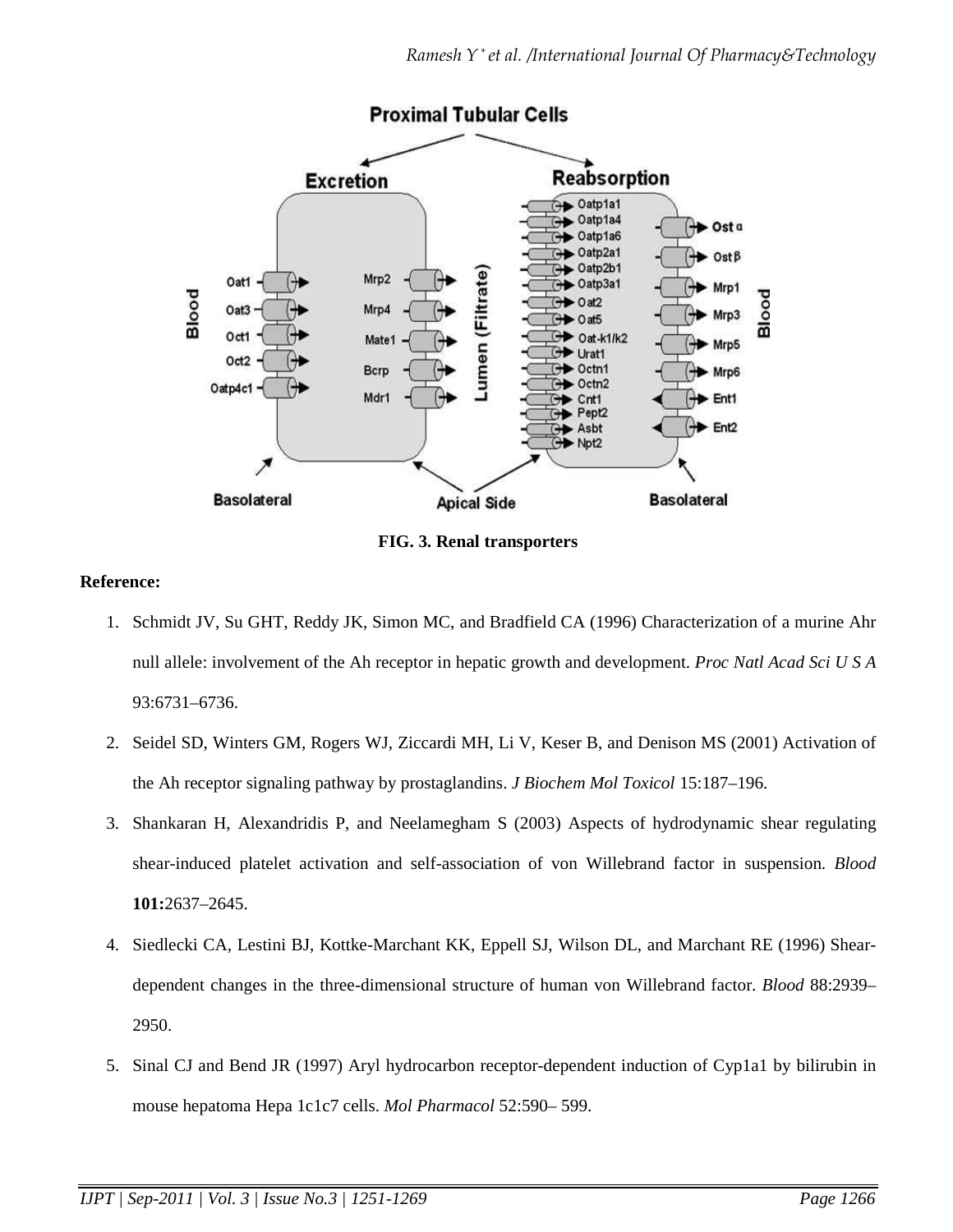FIG. 3. Renal transporters

**Reference:**

1. Schmidt JV, Su GHT, Reddy JK, Simon MC, and Bradfield CA (1996) Characterization of a murine Ahr null allele: involvement of the Ah receptor in hepatic growth and development. *Proc Natl Acad Sci U S A* 93:6731–6736.
2. Seidel SD, Winters GM, Rogers WJ, Ziccardi MH, Li V, Keser B, and Denison MS (2001) Activation of the Ah receptor signaling pathway by prostaglandins. *J Biochem Mol Toxicol* 15:187–196.
3. Shankaran H, Alexandridis P, and Neelamegham S (2003) Aspects of hydrodynamic shear regulating shear-induced platelet activation and self-association of von Willebrand factor in suspension. *Blood* **101:**2637–2645.
4. Siedlecki CA, Lestini BJ, Kottke-Marchant KK, Eppell SJ, Wilson DL, and Marchant RE (1996) Shear-dependent changes in the three-dimensional structure of human von Willebrand factor. *Blood* 88:2939–2950.
5. Sinal CJ and Bend JR (1997) Aryl hydrocarbon receptor-dependent induction of Cyp1a1 by bilirubin in mouse hepatoma Hepa 1c1c7 cells. *Mol Pharmacol* 52:590– 599.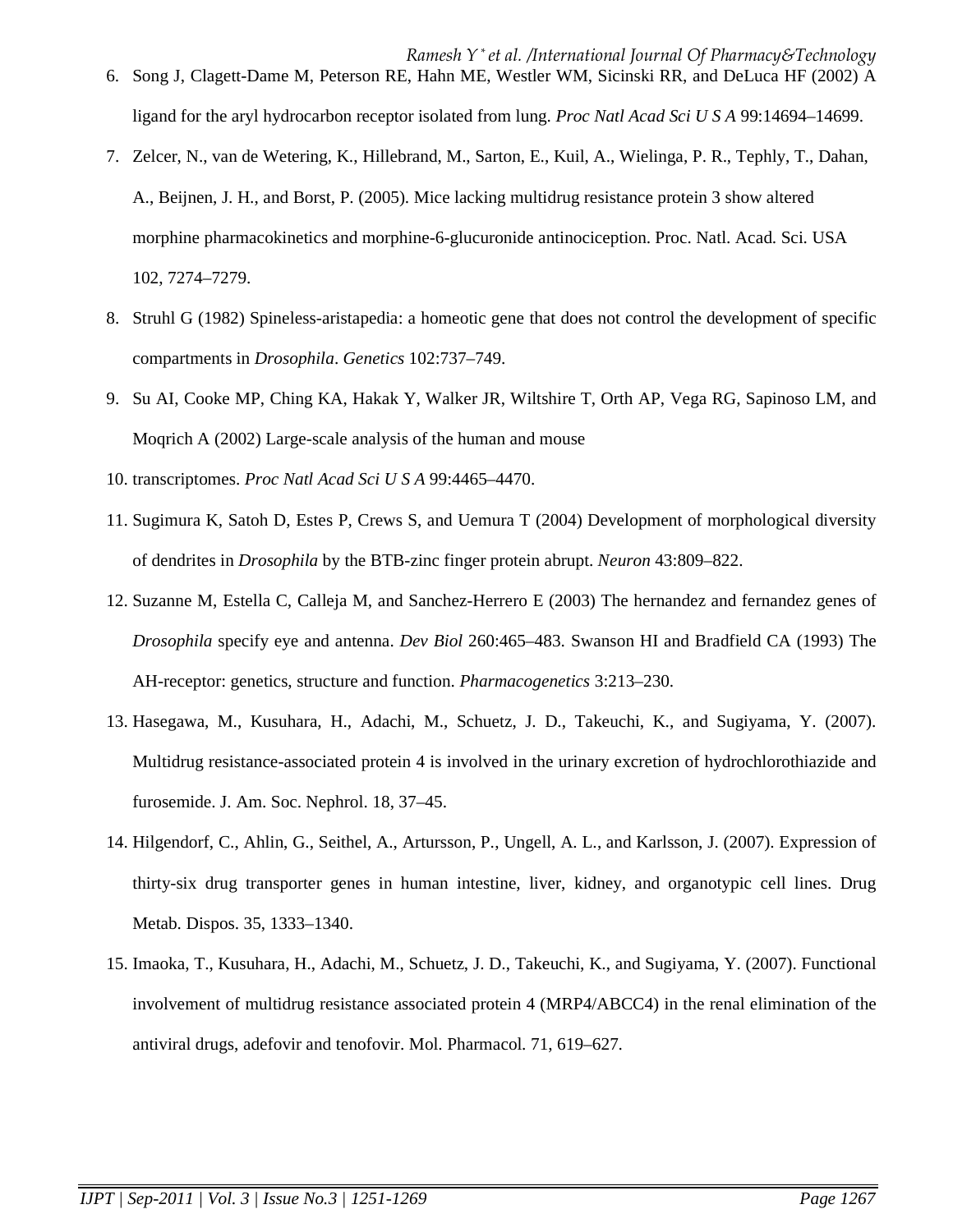6. Song J, Clagett-Dame M, Peterson RE, Hahn ME, Westler WM, Sicinski RR, and DeLuca HF (2002) A ligand for the aryl hydrocarbon receptor isolated from lung. *Proc Natl Acad Sci U S A* 99:14694–14699.
7. Zelcer, N., van de Wetering, K., Hillebrand, M., Sarton, E., Kuil, A., Wielinga, P. R., Tephly, T., Dahan, A., Beijnen, J. H., and Borst, P. (2005). Mice lacking multidrug resistance protein 3 show altered morphine pharmacokinetics and morphine-6-glucuronide antinociception. Proc. Natl. Acad. Sci. USA 102, 7274–7279.
8. Struhl G (1982) Spineless-aristapedia: a homeotic gene that does not control the development of specific compartments in *Drosophila*. *Genetics* 102:737–749.
9. Su AI, Cooke MP, Ching KA, Hakak Y, Walker JR, Wiltshire T, Orth AP, Vega RG, Sapinoso LM, and Moqrich A (2002) Large-scale analysis of the human and mouse
10. transcriptomes. *Proc Natl Acad Sci U S A* 99:4465–4470.
11. Sugimura K, Satoh D, Estes P, Crews S, and Uemura T (2004) Development of morphological diversity of dendrites in *Drosophila* by the BTB-zinc finger protein abrupt. *Neuron* 43:809–822.
12. Suzanne M, Estella C, Calleja M, and Sanchez-Herrero E (2003) The hernandez and fernandez genes of *Drosophila* specify eye and antenna. *Dev Biol* 260:465–483. Swanson HI and Bradfield CA (1993) The AH-receptor: genetics, structure and function. *Pharmacogenetics* 3:213–230.
13. Hasegawa, M., Kusuhara, H., Adachi, M., Schuetz, J. D., Takeuchi, K., and Sugiyama, Y. (2007). Multidrug resistance-associated protein 4 is involved in the urinary excretion of hydrochlorothiazide and furosemide. J. Am. Soc. Nephrol. 18, 37–45.
14. Hilgendorf, C., Ahlin, G., Seithel, A., Artursson, P., Ungell, A. L., and Karlsson, J. (2007). Expression of thirty-six drug transporter genes in human intestine, liver, kidney, and organotypic cell lines. Drug Metab. Dispos. 35, 1333–1340.
15. Imaoka, T., Kusuhara, H., Adachi, M., Schuetz, J. D., Takeuchi, K., and Sugiyama, Y. (2007). Functional involvement of multidrug resistance associated protein 4 (MRP4/ABCC4) in the renal elimination of the antiviral drugs, adefovir and tenofovir. Mol. Pharmacol. 71, 619–627.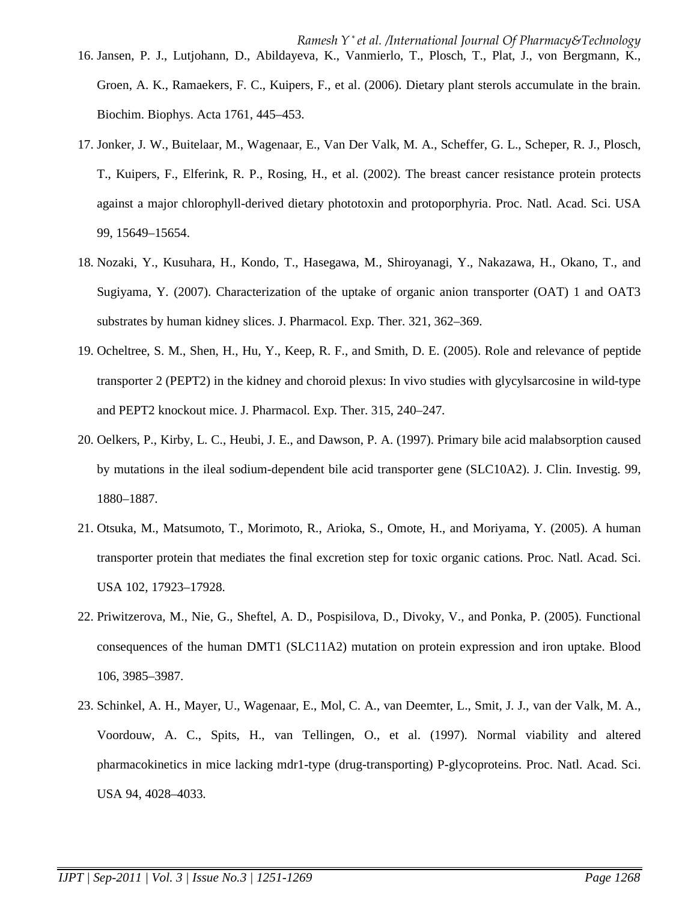16. Jansen, P. J., Lutjohann, D., Abildayeva, K., Vanmierlo, T., Plosch, T., Plat, J., von Bergmann, K., Groen, A. K., Ramaekers, F. C., Kuipers, F., et al. (2006). Dietary plant sterols accumulate in the brain. Biochim. Biophys. Acta 1761, 445–453.

17. Jonker, J. W., Buitelaar, M., Wagenaar, E., Van Der Valk, M. A., Scheffer, G. L., Scheper, R. J., Plosch, T., Kuipers, F., Elferink, R. P., Rosing, H., et al. (2002). The breast cancer resistance protein protects against a major chlorophyll-derived dietary phototoxin and protoporphyria. Proc. Natl. Acad. Sci. USA 99, 15649–15654.

18. Nozaki, Y., Kusuhara, H., Kondo, T., Hasegawa, M., Shiroyanagi, Y., Nakazawa, H., Okano, T., and Sugiyama, Y. (2007). Characterization of the uptake of organic anion transporter (OAT) 1 and OAT3 substrates by human kidney slices. J. Pharmacol. Exp. Ther. 321, 362–369.

19. Ocheltree, S. M., Shen, H., Hu, Y., Keep, R. F., and Smith, D. E. (2005). Role and relevance of peptide transporter 2 (PEPT2) in the kidney and choroid plexus: In vivo studies with glycylsarcosine in wild-type and PEPT2 knockout mice. J. Pharmacol. Exp. Ther. 315, 240–247.

20. Oelkers, P., Kirby, L. C., Heubi, J. E., and Dawson, P. A. (1997). Primary bile acid malabsorption caused by mutations in the ileal sodium-dependent bile acid transporter gene (SLC10A2). J. Clin. Investig. 99, 1880–1887.

21. Otsuka, M., Matsumoto, T., Morimoto, R., Arioka, S., Omote, H., and Moriyama, Y. (2005). A human transporter protein that mediates the final excretion step for toxic organic cations. Proc. Natl. Acad. Sci. USA 102, 17923–17928.

22. Priwitzerova, M., Nie, G., Sheftel, A. D., Pospisilova, D., Divoky, V., and Ponka, P. (2005). Functional consequences of the human DMT1 (SLC11A2) mutation on protein expression and iron uptake. Blood 106, 3985–3987.

23. Schinkel, A. H., Mayer, U., Wagenaar, E., Mol, C. A., van Deemter, L., Smit, J. J., van der Valk, M. A., Voordouw, A. C., Spits, H., van Tellingen, O., et al. (1997). Normal viability and altered pharmacokinetics in mice lacking mdr1-type (drug-transporting) P-glycoproteins. Proc. Natl. Acad. Sci. USA 94, 4028–4033.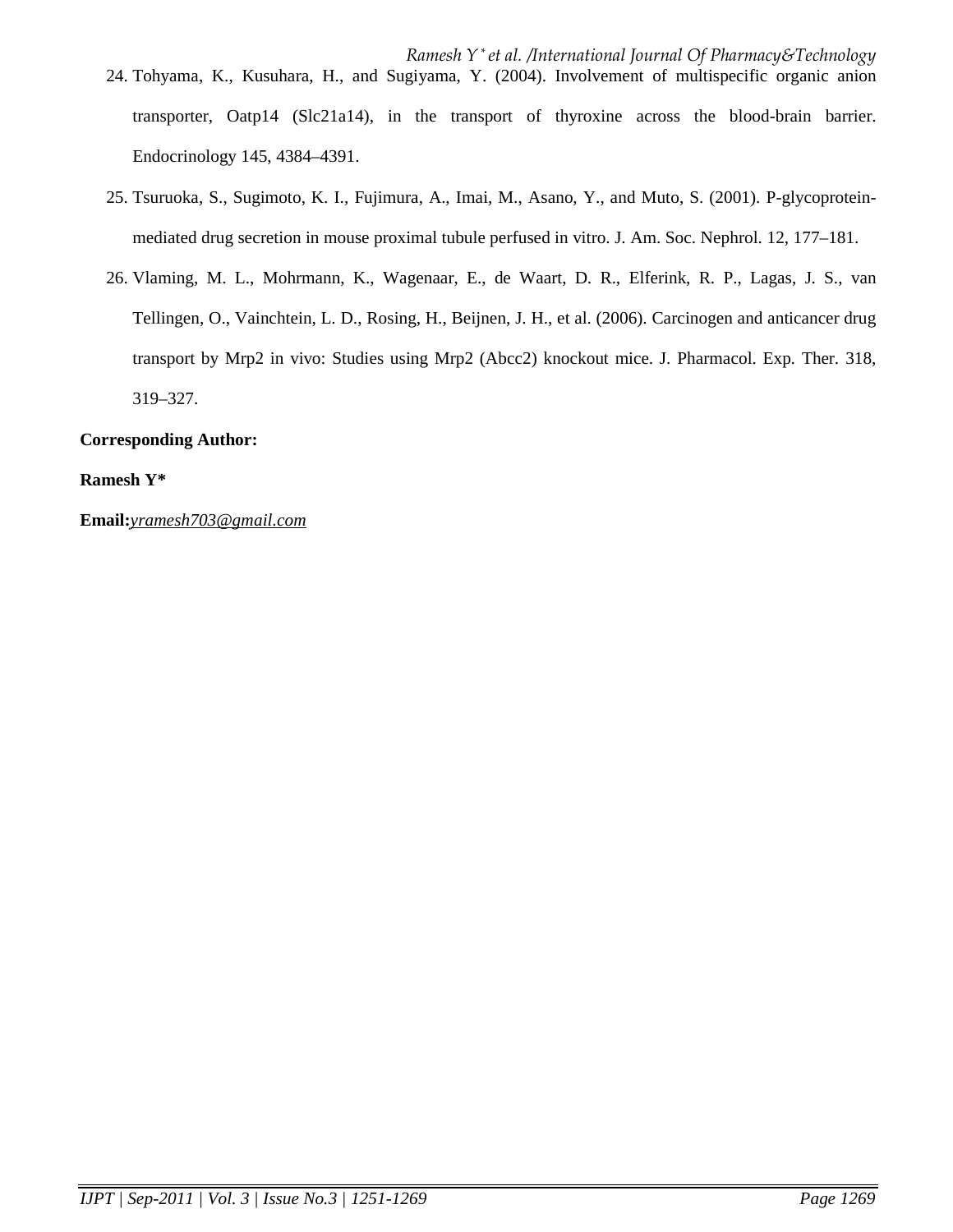24. Tohyama, K., Kusuhara, H., and Sugiyama, Y. (2004). Involvement of multispecific organic anion transporter, Oatp14 (Slc21a14), in the transport of thyroxine across the blood-brain barrier. Endocrinology 145, 4384–4391.
25. Tsuruoka, S., Sugimoto, K. I., Fujimura, A., Imai, M., Asano, Y., and Muto, S. (2001). P-glycoprotein-mediated drug secretion in mouse proximal tubule perfused in vitro. J. Am. Soc. Nephrol. 12, 177–181.
26. Vlaming, M. L., Mohrmann, K., Wagenaar, E., de Waart, D. R., Elferink, R. P., Lagas, J. S., van Tellingen, O., Vainchtein, L. D., Rosing, H., Beijnen, J. H., et al. (2006). Carcinogen and anticancer drug transport by Mrp2 in vivo: Studies using Mrp2 (Abcc2) knockout mice. J. Pharmacol. Exp. Ther. 318, 319–327.

**Corresponding Author:**

**Ramesh Y***

**Email:**_yramesh703@gmail.com_